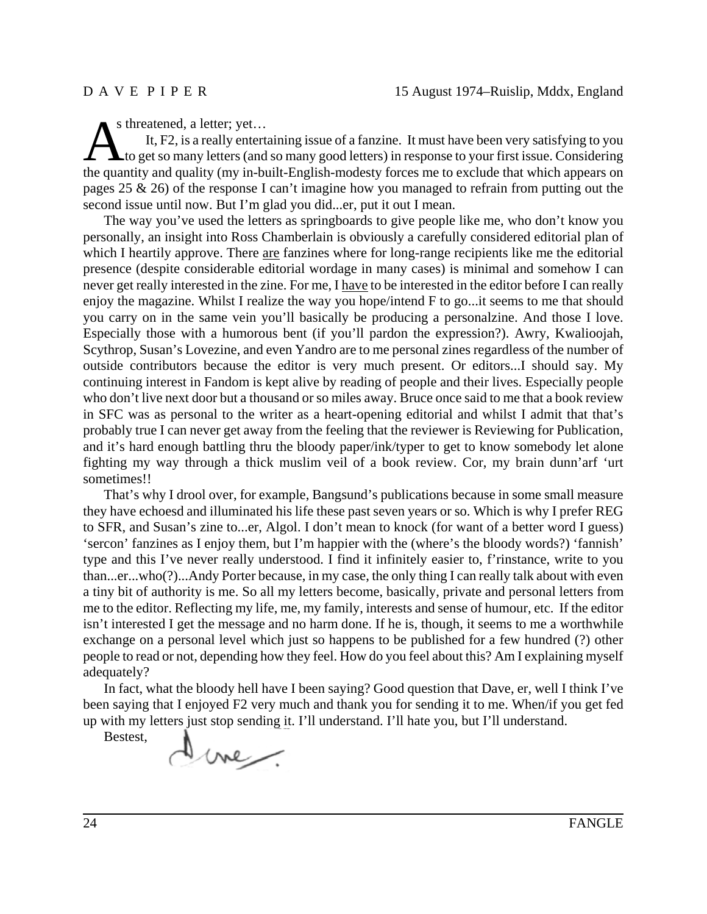DAVE PIPER 15 August 1974–Ruislip, Mddx, England

As threatened, a letter; yet…

It, F2, is a really entertaining issue of a fanzine. It must have been very satisfying to you to get so many letters (and so many good letters) in response to your first issue. Considering the quantity and quality (my in-built-English-modesty forces me to exclude that which appears on pages 25 & 26) of the response I can't imagine how you managed to refrain from putting out the second issue until now. But I'm glad you did...er, put it out I mean.

The way you've used the letters as springboards to give people like me, who don't know you personally, an insight into Ross Chamberlain is obviously a carefully considered editorial plan of which I heartily approve. There are fanzines where for long-range recipients like me the editorial presence (despite considerable editorial wordage in many cases) is minimal and somehow I can never get really interested in the zine. For me, I have to be interested in the editor before I can really enjoy the magazine. Whilst I realize the way you hope/intend F to go...it seems to me that should you carry on in the same vein you'll basically be producing a personalzine. And those I love. Especially those with a humorous bent (if you'll pardon the expression?). Awry, Kwalioojah, Scythrop, Susan's Lovezine, and even Yandro are to me personal zines regardless of the number of outside contributors because the editor is very much present. Or editors...I should say. My continuing interest in Fandom is kept alive by reading of people and their lives. Especially people who don't live next door but a thousand or so miles away. Bruce once said to me that a book review in SFC was as personal to the writer as a heart-opening editorial and whilst I admit that that's probably true I can never get away from the feeling that the reviewer is Reviewing for Publication, and it's hard enough battling thru the bloody paper/ink/typer to get to know somebody let alone fighting my way through a thick muslim veil of a book review. Cor, my brain dunn'arf 'urt sometimes!!

That's why I drool over, for example, Bangsund's publications because in some small measure they have echoesd and illuminated his life these past seven years or so. Which is why I prefer REG to SFR, and Susan's zine to...er, Algol. I don't mean to knock (for want of a better word I guess) 'sercon' fanzines as I enjoy them, but I'm happier with the (where's the bloody words?) 'fannish' type and this I've never really understood. I find it infinitely easier to, f'rinstance, write to you than...er...who(?)...Andy Porter because, in my case, the only thing I can really talk about with even a tiny bit of authority is me. So all my letters become, basically, private and personal letters from me to the editor. Reflecting my life, me, my family, interests and sense of humour, etc. If the editor isn't interested I get the message and no harm done. If he is, though, it seems to me a worthwhile exchange on a personal level which just so happens to be published for a few hundred (?) other people to read or not, depending how they feel. How do you feel about this? Am I explaining myself adequately?

In fact, what the bloody hell have I been saying? Good question that Dave, er, well I think I've been saying that I enjoyed F2 very much and thank you for sending it to me. When/if you get fed up with my letters just stop sending it. I'll understand. I'll hate you, but I'll understand.

Bestest,

Dave.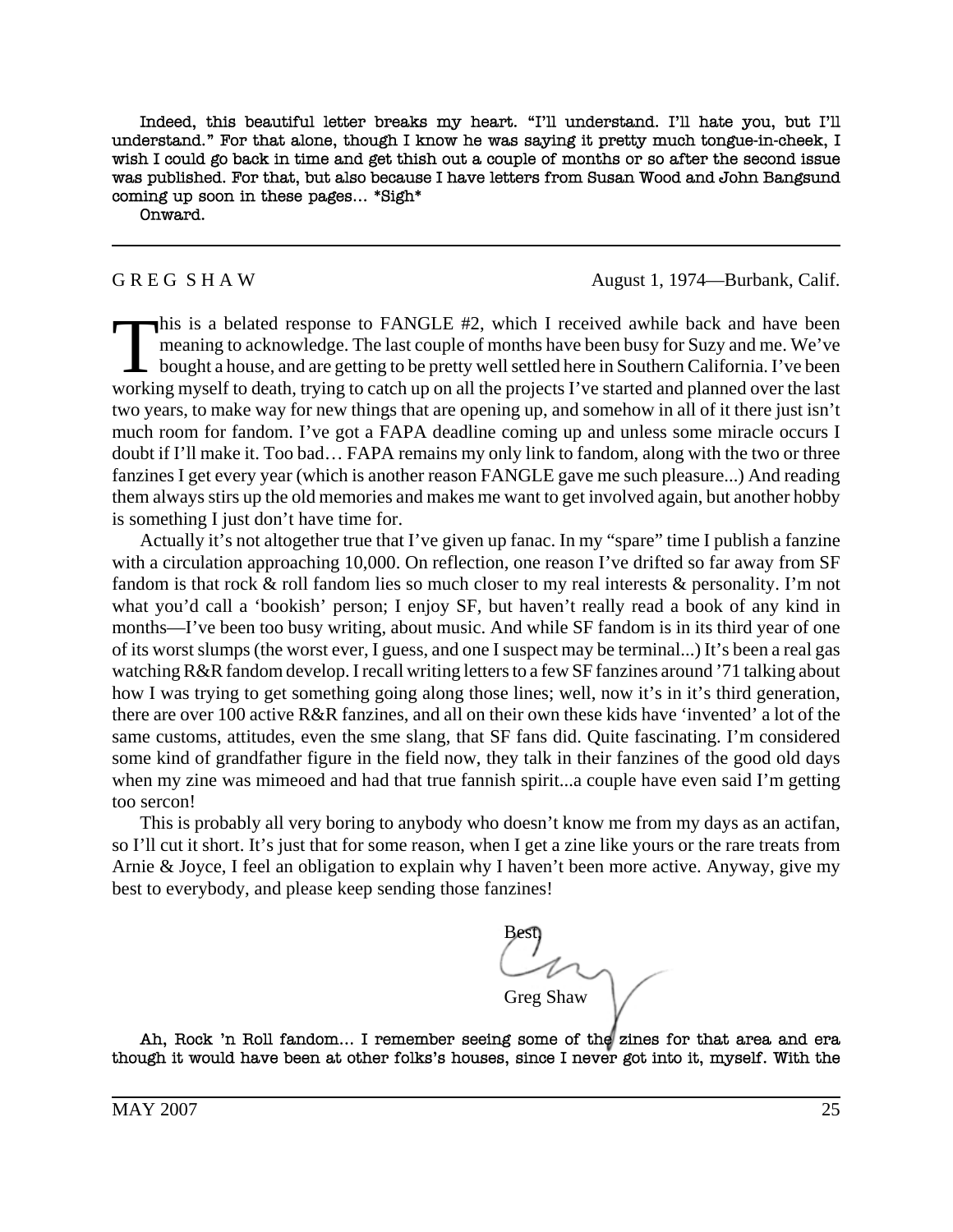Indeed, this beautiful letter breaks my heart. "I'll understand. I'll hate you, but I'll understand." For that alone, though I know he was saying it pretty much tongue-in-cheek, I wish I could go back in time and get thish out a couple of months or so after the second issue was published. For that, but also because I have letters from Susan Wood and John Bangsund coming up soon in these pages… *Sigh*

Onward.

---

GREG SHAW — August 1, 1974—Burbank, Calif.

This is a belated response to FANGLE #2, which I received awhile back and have been meaning to acknowledge. The last couple of months have been busy for Suzy and me. We've bought a house, and are getting to be pretty well settled here in Southern California. I've been working myself to death, trying to catch up on all the projects I've started and planned over the last two years, to make way for new things that are opening up, and somehow in all of it there just isn't much room for fandom. I've got a FAPA deadline coming up and unless some miracle occurs I doubt if I'll make it. Too bad… FAPA remains my only link to fandom, along with the two or three fanzines I get every year (which is another reason FANGLE gave me such pleasure...) And reading them always stirs up the old memories and makes me want to get involved again, but another hobby is something I just don't have time for.

Actually it's not altogether true that I've given up fanac. In my "spare" time I publish a fanzine with a circulation approaching 10,000. On reflection, one reason I've drifted so far away from SF fandom is that rock & roll fandom lies so much closer to my real interests & personality. I'm not what you'd call a 'bookish' person; I enjoy SF, but haven't really read a book of any kind in months—I've been too busy writing, about music. And while SF fandom is in its third year of one of its worst slumps (the worst ever, I guess, and one I suspect may be terminal...) It's been a real gas watching R&R fandom develop. I recall writing letters to a few SF fanzines around '71 talking about how I was trying to get something going along those lines; well, now it's in it's third generation, there are over 100 active R&R fanzines, and all on their own these kids have 'invented' a lot of the same customs, attitudes, even the sme slang, that SF fans did. Quite fascinating. I'm considered some kind of grandfather figure in the field now, they talk in their fanzines of the good old days when my zine was mimeoed and had that true fannish spirit...a couple have even said I'm getting too sercon!

This is probably all very boring to anybody who doesn't know me from my days as an actifan, so I'll cut it short. It's just that for some reason, when I get a zine like yours or the rare treats from Arnie & Joyce, I feel an obligation to explain why I haven't been more active. Anyway, give my best to everybody, and please keep sending those fanzines!

Best,

Greg Shaw

Ah, Rock 'n Roll fandom… I remember seeing some of the zines for that area and era though it would have been at other folks's houses, since I never got into it, myself. With the